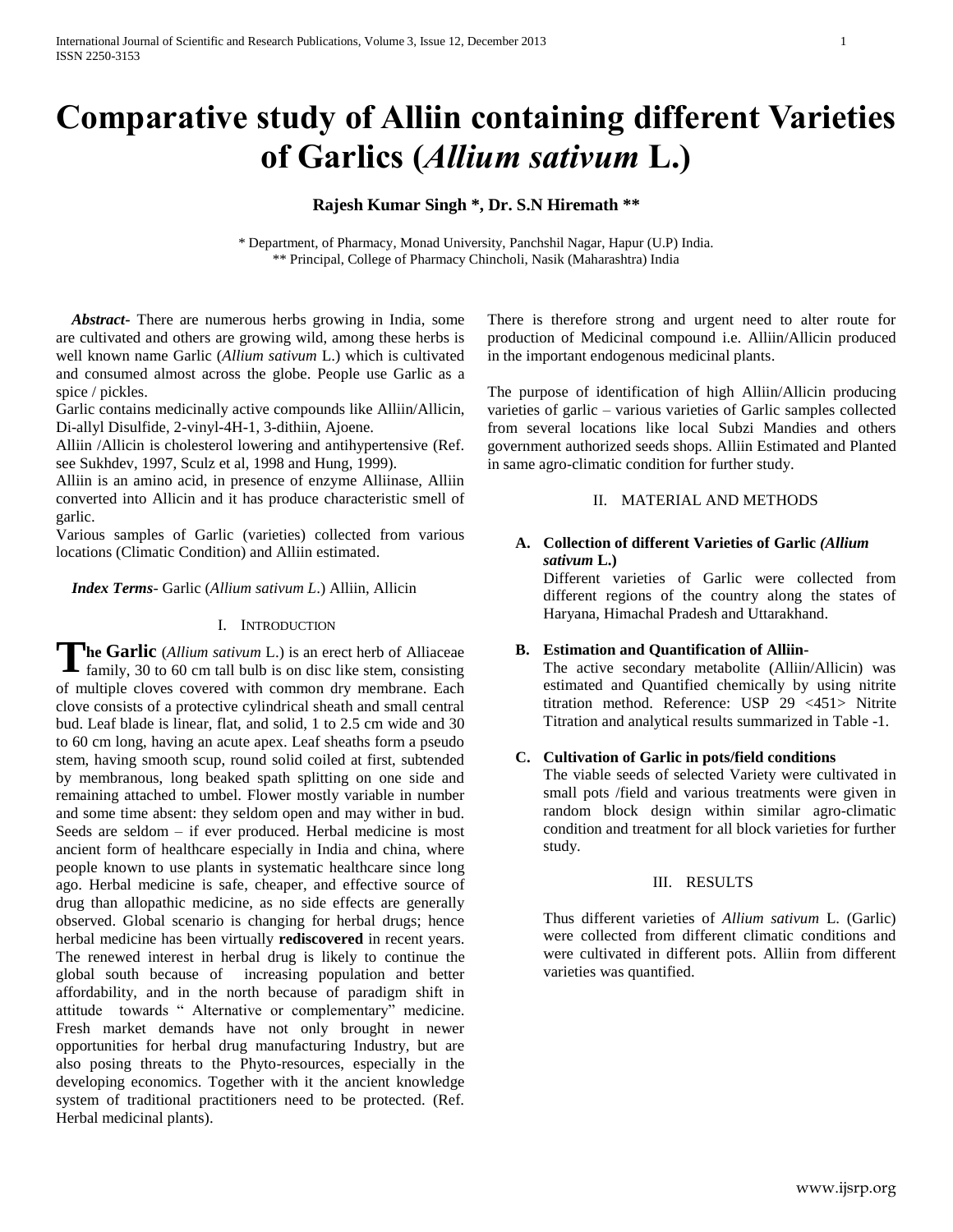# Comparative study of Alliin containing different Varieties of Garlics (*Allium sativum* L.)

**Rajesh Kumar Singh \*, Dr. S.N Hiremath \*\***

\* Department, of Pharmacy, Monad University, Panchshil Nagar, Hapur (U.P) India.
\*\* Principal, College of Pharmacy Chincholi, Nasik (Maharashtra) India

***Abstract-*** There are numerous herbs growing in India, some are cultivated and others are growing wild, among these herbs is well known name Garlic (*Allium sativum* L.) which is cultivated and consumed almost across the globe. People use Garlic as a spice / pickles.

Garlic contains medicinally active compounds like Alliin/Allicin, Di-allyl Disulfide, 2-vinyl-4H-1, 3-dithiin, Ajoene.

Alliin /Allicin is cholesterol lowering and antihypertensive (Ref. see Sukhdev, 1997, Sculz et al, 1998 and Hung, 1999).

Alliin is an amino acid, in presence of enzyme Alliinase, Alliin converted into Allicin and it has produce characteristic smell of garlic.

Various samples of Garlic (varieties) collected from various locations (Climatic Condition) and Alliin estimated.

***Index Terms*-** Garlic (*Allium sativum L*.) Alliin, Allicin

## I. Introduction

**The Garlic** (*Allium sativum* L.) is an erect herb of Alliaceae family, 30 to 60 cm tall bulb is on disc like stem, consisting of multiple cloves covered with common dry membrane. Each clove consists of a protective cylindrical sheath and small central bud. Leaf blade is linear, flat, and solid, 1 to 2.5 cm wide and 30 to 60 cm long, having an acute apex. Leaf sheaths form a pseudo stem, having smooth scup, round solid coiled at first, subtended by membranous, long beaked spath splitting on one side and remaining attached to umbel. Flower mostly variable in number and some time absent: they seldom open and may wither in bud. Seeds are seldom – if ever produced. Herbal medicine is most ancient form of healthcare especially in India and china, where people known to use plants in systematic healthcare since long ago. Herbal medicine is safe, cheaper, and effective source of drug than allopathic medicine, as no side effects are generally observed. Global scenario is changing for herbal drugs; hence herbal medicine has been virtually **rediscovered** in recent years. The renewed interest in herbal drug is likely to continue the global south because of increasing population and better affordability, and in the north because of paradigm shift in attitude towards " Alternative or complementary" medicine. Fresh market demands have not only brought in newer opportunities for herbal drug manufacturing Industry, but are also posing threats to the Phyto-resources, especially in the developing economics. Together with it the ancient knowledge system of traditional practitioners need to be protected. (Ref. Herbal medicinal plants).

There is therefore strong and urgent need to alter route for production of Medicinal compound i.e. Alliin/Allicin produced in the important endogenous medicinal plants.

The purpose of identification of high Alliin/Allicin producing varieties of garlic – various varieties of Garlic samples collected from several locations like local Subzi Mandies and others government authorized seeds shops. Alliin Estimated and Planted in same agro-climatic condition for further study.

## II. Material and Methods

### A. Collection of different Varieties of Garlic *(Allium sativum* L.)

Different varieties of Garlic were collected from different regions of the country along the states of Haryana, Himachal Pradesh and Uttarakhand.

### B. Estimation and Quantification of Alliin-

The active secondary metabolite (Alliin/Allicin) was estimated and Quantified chemically by using nitrite titration method. Reference: USP 29 <451> Nitrite Titration and analytical results summarized in Table -1.

### C. Cultivation of Garlic in pots/field conditions

The viable seeds of selected Variety were cultivated in small pots /field and various treatments were given in random block design within similar agro-climatic condition and treatment for all block varieties for further study.

## III. Results

Thus different varieties of *Allium sativum* L. (Garlic) were collected from different climatic conditions and were cultivated in different pots. Alliin from different varieties was quantified.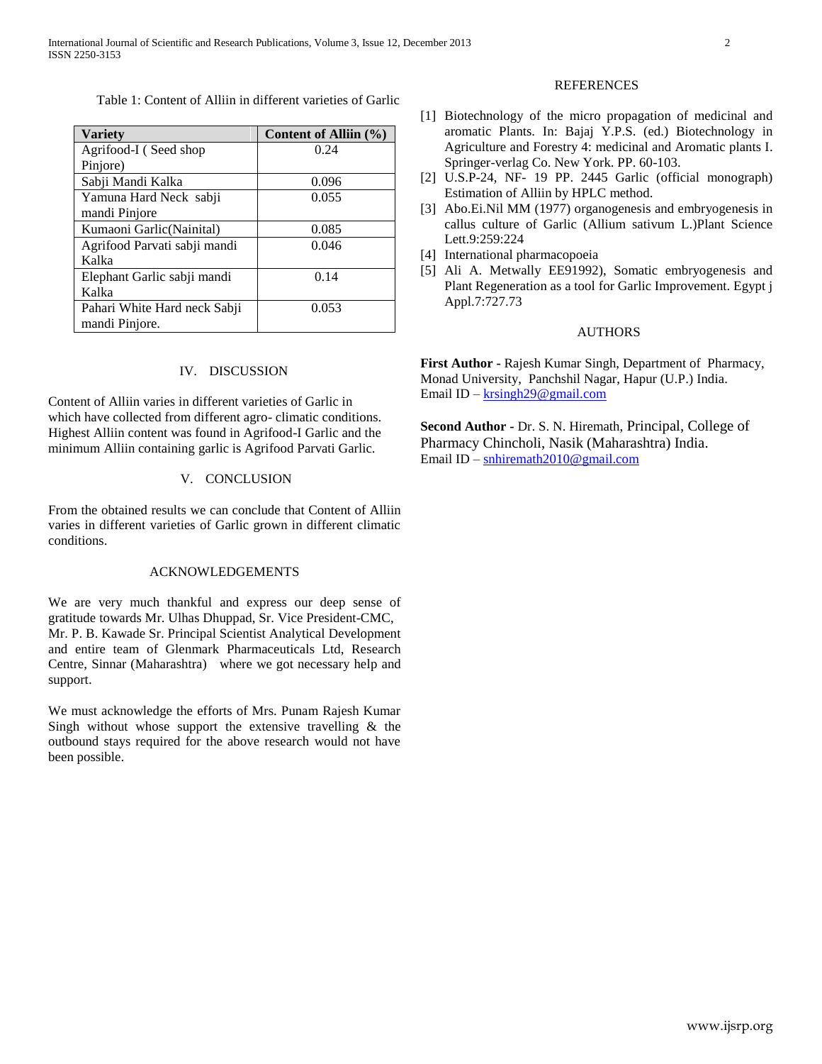Table 1: Content of Alliin in different varieties of Garlic

| Variety | Content of Alliin (%) |
|---|---|
| Agrifood-I ( Seed shop Pinjore) | 0.24 |
| Sabji Mandi Kalka | 0.096 |
| Yamuna Hard Neck sabji mandi Pinjore | 0.055 |
| Kumaoni Garlic(Nainital) | 0.085 |
| Agrifood Parvati sabji mandi Kalka | 0.046 |
| Elephant Garlic sabji mandi Kalka | 0.14 |
| Pahari White Hard neck Sabji mandi Pinjore. | 0.053 |

## IV. DISCUSSION

Content of Alliin varies in different varieties of Garlic in which have collected from different agro- climatic conditions. Highest Alliin content was found in Agrifood-I Garlic and the minimum Alliin containing garlic is Agrifood Parvati Garlic.

## V. CONCLUSION

From the obtained results we can conclude that Content of Alliin varies in different varieties of Garlic grown in different climatic conditions.

## ACKNOWLEDGEMENTS

We are very much thankful and express our deep sense of gratitude towards Mr. Ulhas Dhuppad, Sr. Vice President-CMC, Mr. P. B. Kawade Sr. Principal Scientist Analytical Development and entire team of Glenmark Pharmaceuticals Ltd, Research Centre, Sinnar (Maharashtra) where we got necessary help and support.

We must acknowledge the efforts of Mrs. Punam Rajesh Kumar Singh without whose support the extensive travelling & the outbound stays required for the above research would not have been possible.

## REFERENCES

[1] Biotechnology of the micro propagation of medicinal and aromatic Plants. In: Bajaj Y.P.S. (ed.) Biotechnology in Agriculture and Forestry 4: medicinal and Aromatic plants I. Springer-verlag Co. New York. PP. 60-103.

[2] U.S.P-24, NF- 19 PP. 2445 Garlic (official monograph) Estimation of Alliin by HPLC method.

[3] Abo.Ei.Nil MM (1977) organogenesis and embryogenesis in callus culture of Garlic (Allium sativum L.)Plant Science Lett.9:259:224

[4] International pharmacopoeia

[5] Ali A. Metwally EE91992), Somatic embryogenesis and Plant Regeneration as a tool for Garlic Improvement. Egypt j Appl.7:727.73

## AUTHORS

**First Author** - Rajesh Kumar Singh, Department of Pharmacy, Monad University, Panchshil Nagar, Hapur (U.P.) India. Email ID – krsingh29@gmail.com

**Second Author** - Dr. S. N. Hiremath, Principal, College of Pharmacy Chincholi, Nasik (Maharashtra) India. Email ID – snhiremath2010@gmail.com